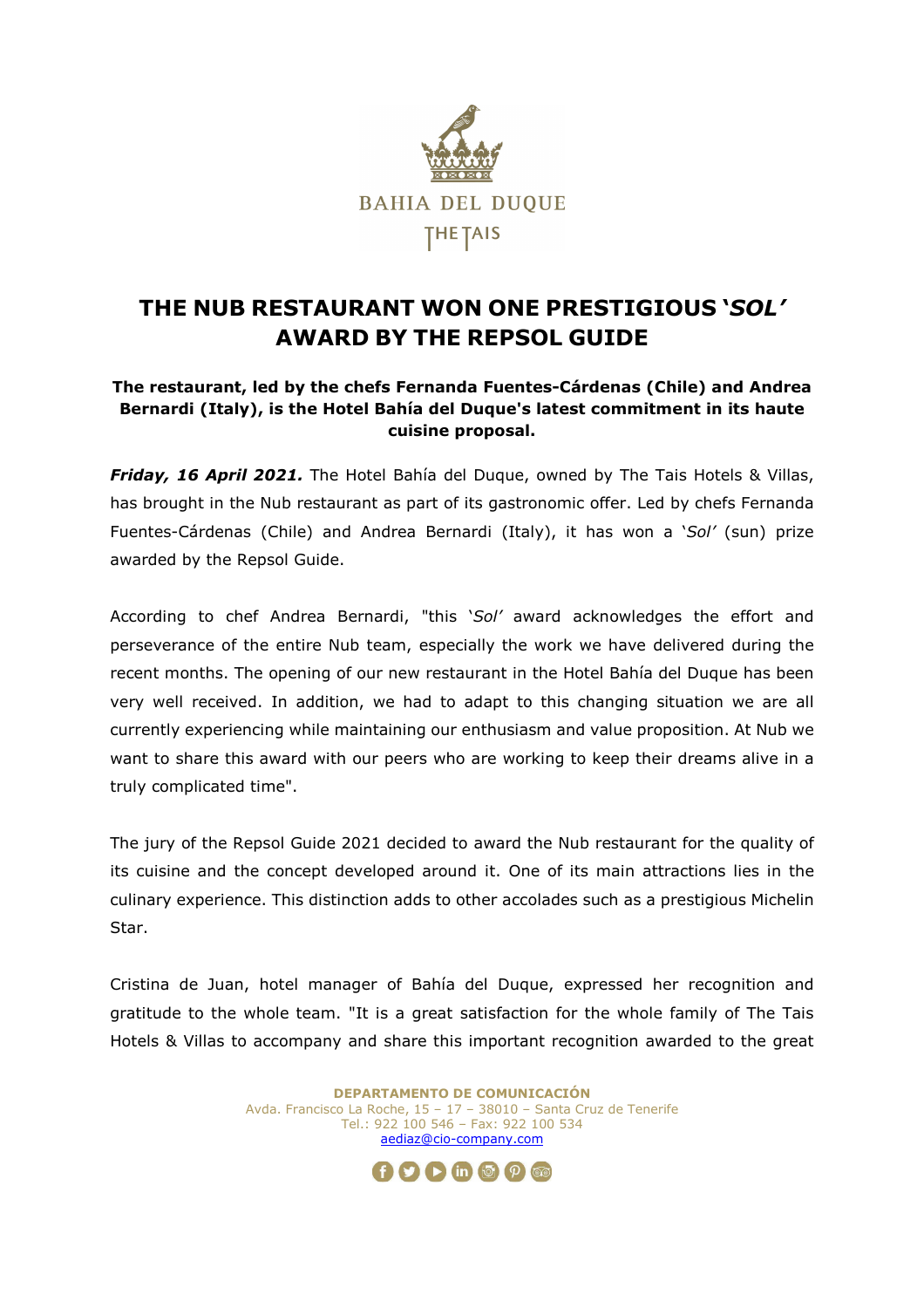BAHIA DEL DUQUE

THE TAIS

# THE NUB RESTAURANT WON ONE PRESTIGIOUS '*SOL*' AWARD BY THE REPSOL GUIDE

**The restaurant, led by the chefs Fernanda Fuentes-Cárdenas (Chile) and Andrea Bernardi (Italy), is the Hotel Bahía del Duque's latest commitment in its haute cuisine proposal.**

***Friday, 16 April 2021.*** The Hotel Bahía del Duque, owned by The Tais Hotels & Villas, has brought in the Nub restaurant as part of its gastronomic offer. Led by chefs Fernanda Fuentes-Cárdenas (Chile) and Andrea Bernardi (Italy), it has won a '*Sol*' (sun) prize awarded by the Repsol Guide.

According to chef Andrea Bernardi, "this '*Sol*' award acknowledges the effort and perseverance of the entire Nub team, especially the work we have delivered during the recent months. The opening of our new restaurant in the Hotel Bahía del Duque has been very well received. In addition, we had to adapt to this changing situation we are all currently experiencing while maintaining our enthusiasm and value proposition. At Nub we want to share this award with our peers who are working to keep their dreams alive in a truly complicated time".

The jury of the Repsol Guide 2021 decided to award the Nub restaurant for the quality of its cuisine and the concept developed around it. One of its main attractions lies in the culinary experience. This distinction adds to other accolades such as a prestigious Michelin Star.

Cristina de Juan, hotel manager of Bahía del Duque, expressed her recognition and gratitude to the whole team. "It is a great satisfaction for the whole family of The Tais Hotels & Villas to accompany and share this important recognition awarded to the great

**DEPARTAMENTO DE COMUNICACIÓN**
Avda. Francisco La Roche, 15 – 17 – 38010 – Santa Cruz de Tenerife
Tel.: 922 100 546 – Fax: 922 100 534
aediaz@cio-company.com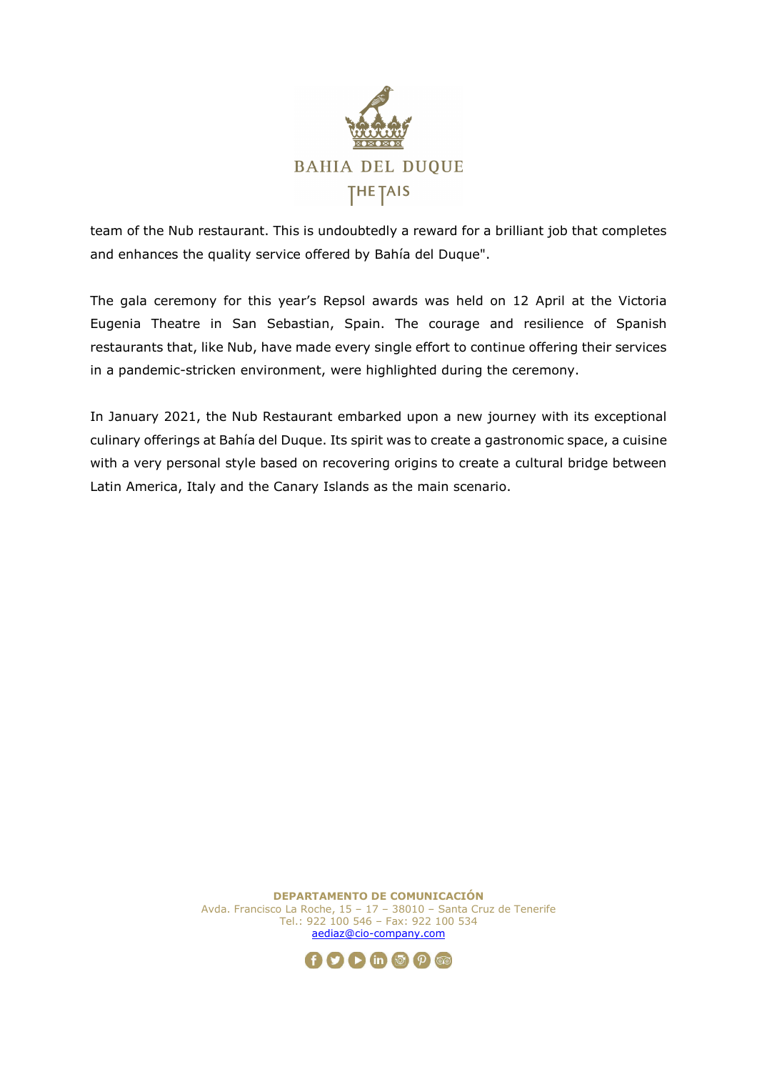team of the Nub restaurant. This is undoubtedly a reward for a brilliant job that completes and enhances the quality service offered by Bahía del Duque".

The gala ceremony for this year's Repsol awards was held on 12 April at the Victoria Eugenia Theatre in San Sebastian, Spain. The courage and resilience of Spanish restaurants that, like Nub, have made every single effort to continue offering their services in a pandemic-stricken environment, were highlighted during the ceremony.

In January 2021, the Nub Restaurant embarked upon a new journey with its exceptional culinary offerings at Bahía del Duque. Its spirit was to create a gastronomic space, a cuisine with a very personal style based on recovering origins to create a cultural bridge between Latin America, Italy and the Canary Islands as the main scenario.